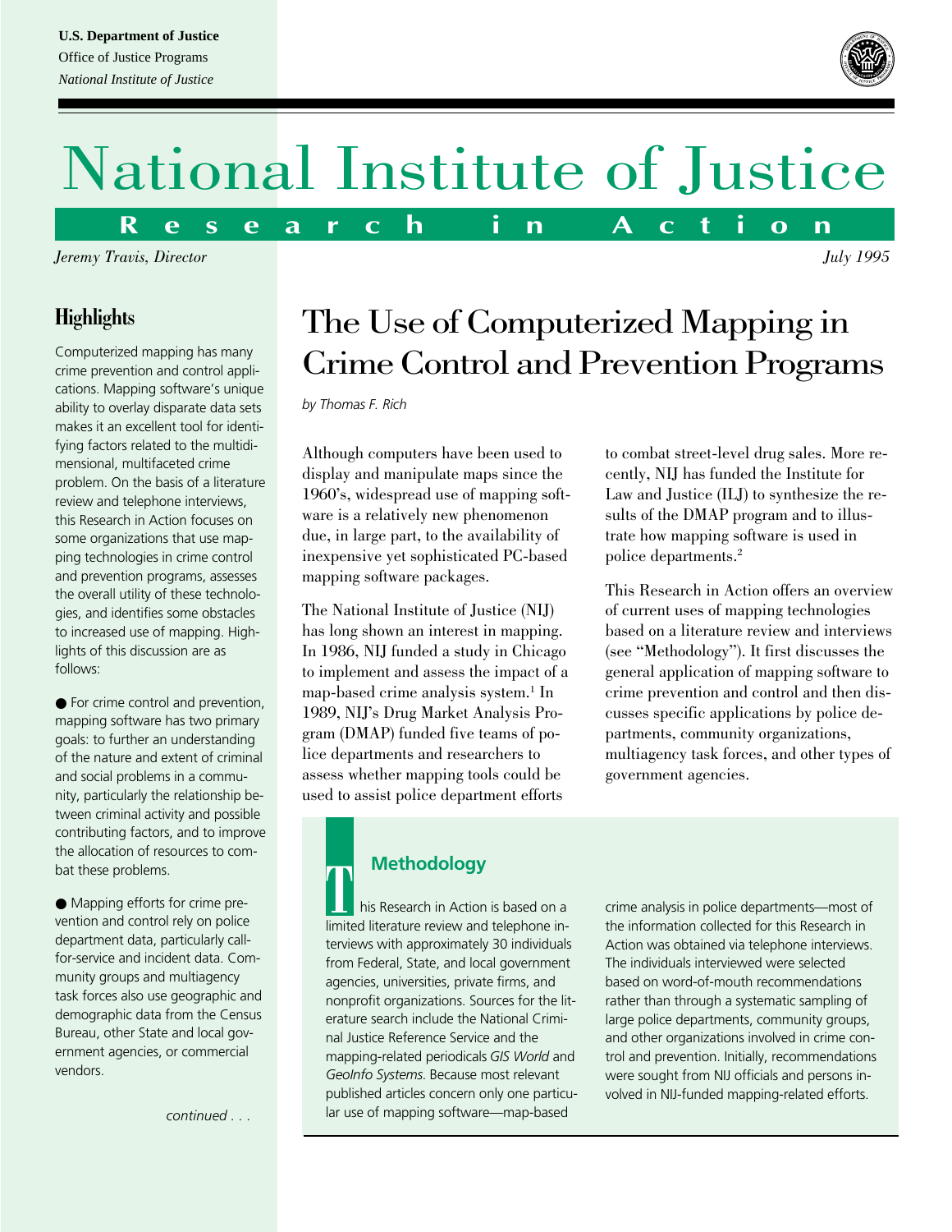U.S. Department of Justice
Office of Justice Programs
*National Institute of Justice*

# National Institute of Justice

**Research in Action**

*Jeremy Travis, Director* — *July 1995*

## Highlights

Computerized mapping has many crime prevention and control applications. Mapping software's unique ability to overlay disparate data sets makes it an excellent tool for identifying factors related to the multidimensional, multifaceted crime problem. On the basis of a literature review and telephone interviews, this Research in Action focuses on some organizations that use mapping technologies in crime control and prevention programs, assesses the overall utility of these technologies, and identifies some obstacles to increased use of mapping. Highlights of this discussion are as follows:

- For crime control and prevention, mapping software has two primary goals: to further an understanding of the nature and extent of criminal and social problems in a community, particularly the relationship between criminal activity and possible contributing factors, and to improve the allocation of resources to combat these problems.

- Mapping efforts for crime prevention and control rely on police department data, particularly call-for-service and incident data. Community groups and multiagency task forces also use geographic and demographic data from the Census Bureau, other State and local government agencies, or commercial vendors.

*continued . . .*

# The Use of Computerized Mapping in Crime Control and Prevention Programs

*by Thomas F. Rich*

Although computers have been used to display and manipulate maps since the 1960's, widespread use of mapping software is a relatively new phenomenon due, in large part, to the availability of inexpensive yet sophisticated PC-based mapping software packages.

The National Institute of Justice (NIJ) has long shown an interest in mapping. In 1986, NIJ funded a study in Chicago to implement and assess the impact of a map-based crime analysis system.[1] In 1989, NIJ's Drug Market Analysis Program (DMAP) funded five teams of police departments and researchers to assess whether mapping tools could be used to assist police department efforts to combat street-level drug sales. More recently, NIJ has funded the Institute for Law and Justice (ILJ) to synthesize the results of the DMAP program and to illustrate how mapping software is used in police departments.[2]

This Research in Action offers an overview of current uses of mapping technologies based on a literature review and interviews (see "Methodology"). It first discusses the general application of mapping software to crime prevention and control and then discusses specific applications by police departments, community organizations, multiagency task forces, and other types of government agencies.

### Methodology

This Research in Action is based on a limited literature review and telephone interviews with approximately 30 individuals from Federal, State, and local government agencies, universities, private firms, and nonprofit organizations. Sources for the literature search include the National Criminal Justice Reference Service and the mapping-related periodicals *GIS World* and *GeoInfo Systems*. Because most relevant published articles concern only one particular use of mapping software—map-based crime analysis in police departments—most of the information collected for this Research in Action was obtained via telephone interviews. The individuals interviewed were selected based on word-of-mouth recommendations rather than through a systematic sampling of large police departments, community groups, and other organizations involved in crime control and prevention. Initially, recommendations were sought from NIJ officials and persons involved in NIJ-funded mapping-related efforts.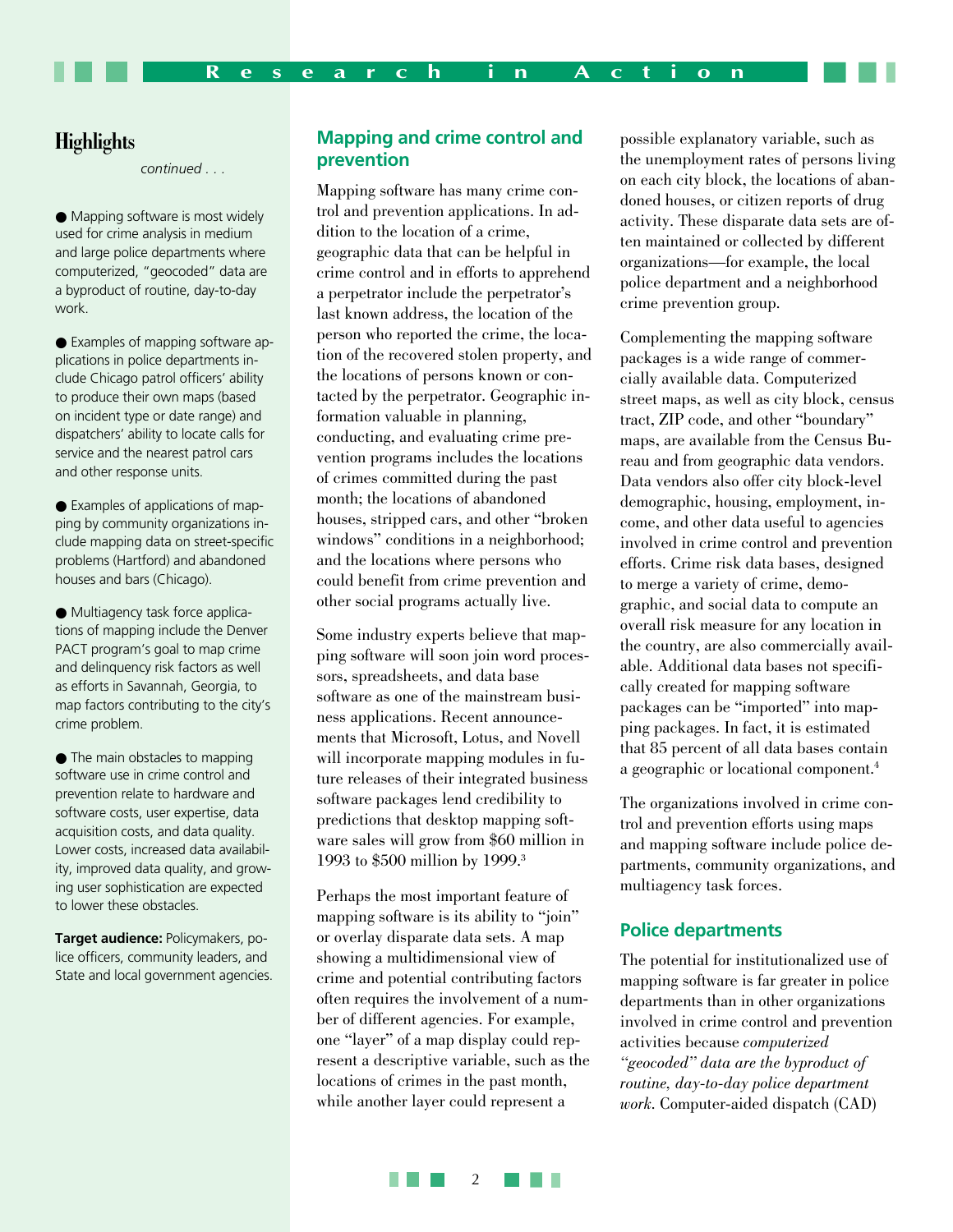## Highlights

*continued . . .*

- Mapping software is most widely used for crime analysis in medium and large police departments where computerized, "geocoded" data are a byproduct of routine, day-to-day work.

- Examples of mapping software applications in police departments include Chicago patrol officers' ability to produce their own maps (based on incident type or date range) and dispatchers' ability to locate calls for service and the nearest patrol cars and other response units.

- Examples of applications of mapping by community organizations include mapping data on street-specific problems (Hartford) and abandoned houses and bars (Chicago).

- Multiagency task force applications of mapping include the Denver PACT program's goal to map crime and delinquency risk factors as well as efforts in Savannah, Georgia, to map factors contributing to the city's crime problem.

- The main obstacles to mapping software use in crime control and prevention relate to hardware and software costs, user expertise, data acquisition costs, and data quality. Lower costs, increased data availability, improved data quality, and growing user sophistication are expected to lower these obstacles.

**Target audience:** Policymakers, police officers, community leaders, and State and local government agencies.

## Mapping and crime control and prevention

Mapping software has many crime control and prevention applications. In addition to the location of a crime, geographic data that can be helpful in crime control and in efforts to apprehend a perpetrator include the perpetrator's last known address, the location of the person who reported the crime, the location of the recovered stolen property, and the locations of persons known or contacted by the perpetrator. Geographic information valuable in planning, conducting, and evaluating crime prevention programs includes the locations of crimes committed during the past month; the locations of abandoned houses, stripped cars, and other "broken windows" conditions in a neighborhood; and the locations where persons who could benefit from crime prevention and other social programs actually live.

Some industry experts believe that mapping software will soon join word processors, spreadsheets, and data base software as one of the mainstream business applications. Recent announcements that Microsoft, Lotus, and Novell will incorporate mapping modules in future releases of their integrated business software packages lend credibility to predictions that desktop mapping software sales will grow from $60 million in 1993 to $500 million by 1999.[3]

Perhaps the most important feature of mapping software is its ability to "join" or overlay disparate data sets. A map showing a multidimensional view of crime and potential contributing factors often requires the involvement of a number of different agencies. For example, one "layer" of a map display could represent a descriptive variable, such as the locations of crimes in the past month, while another layer could represent a possible explanatory variable, such as the unemployment rates of persons living on each city block, the locations of abandoned houses, or citizen reports of drug activity. These disparate data sets are often maintained or collected by different organizations—for example, the local police department and a neighborhood crime prevention group.

Complementing the mapping software packages is a wide range of commercially available data. Computerized street maps, as well as city block, census tract, ZIP code, and other "boundary" maps, are available from the Census Bureau and from geographic data vendors. Data vendors also offer city block-level demographic, housing, employment, income, and other data useful to agencies involved in crime control and prevention efforts. Crime risk data bases, designed to merge a variety of crime, demographic, and social data to compute an overall risk measure for any location in the country, are also commercially available. Additional data bases not specifically created for mapping software packages can be "imported" into mapping packages. In fact, it is estimated that 85 percent of all data bases contain a geographic or locational component.[4]

The organizations involved in crime control and prevention efforts using maps and mapping software include police departments, community organizations, and multiagency task forces.

## Police departments

The potential for institutionalized use of mapping software is far greater in police departments than in other organizations involved in crime control and prevention activities because *computerized "geocoded" data are the byproduct of routine, day-to-day police department work.* Computer-aided dispatch (CAD)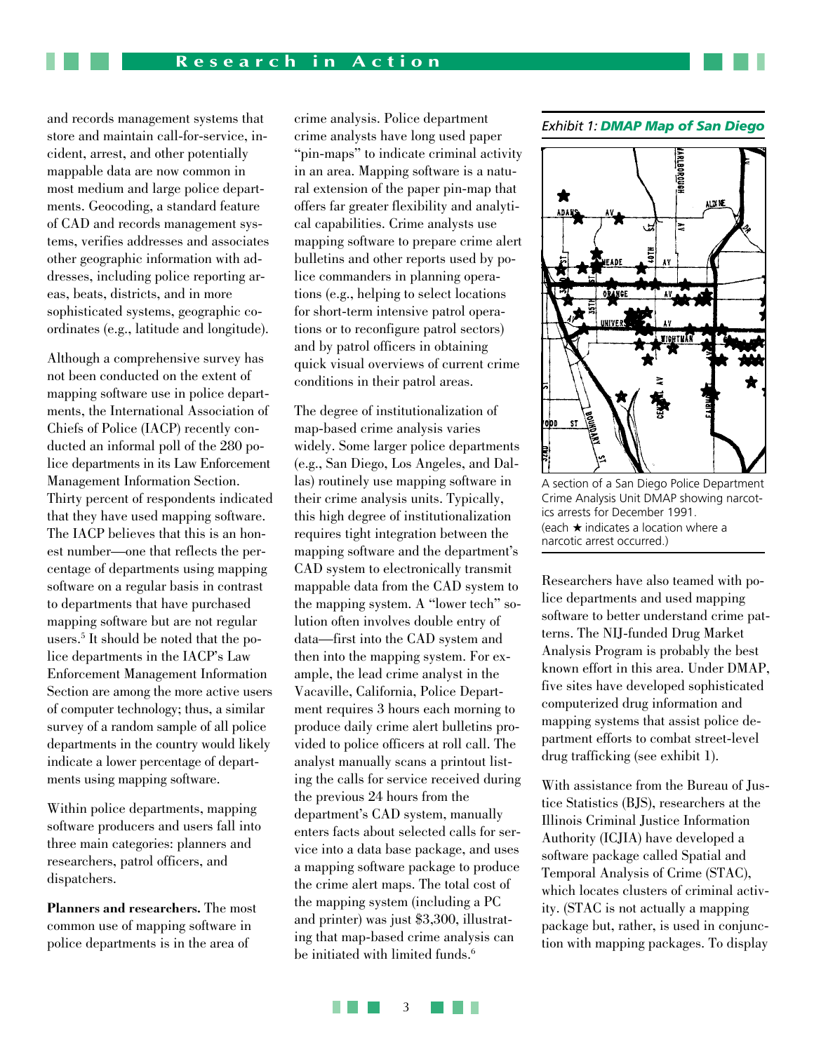and records management systems that store and maintain call-for-service, incident, arrest, and other potentially mappable data are now common in most medium and large police departments. Geocoding, a standard feature of CAD and records management systems, verifies addresses and associates other geographic information with addresses, including police reporting areas, beats, districts, and in more sophisticated systems, geographic coordinates (e.g., latitude and longitude).

Although a comprehensive survey has not been conducted on the extent of mapping software use in police departments, the International Association of Chiefs of Police (IACP) recently conducted an informal poll of the 280 police departments in its Law Enforcement Management Information Section. Thirty percent of respondents indicated that they have used mapping software. The IACP believes that this is an honest number—one that reflects the percentage of departments using mapping software on a regular basis in contrast to departments that have purchased mapping software but are not regular users.[5] It should be noted that the police departments in the IACP's Law Enforcement Management Information Section are among the more active users of computer technology; thus, a similar survey of a random sample of all police departments in the country would likely indicate a lower percentage of departments using mapping software.

Within police departments, mapping software producers and users fall into three main categories: planners and researchers, patrol officers, and dispatchers.

**Planners and researchers.** The most common use of mapping software in police departments is in the area of crime analysis. Police department crime analysts have long used paper "pin-maps" to indicate criminal activity in an area. Mapping software is a natural extension of the paper pin-map that offers far greater flexibility and analytical capabilities. Crime analysts use mapping software to prepare crime alert bulletins and other reports used by police commanders in planning operations (e.g., helping to select locations for short-term intensive patrol operations or to reconfigure patrol sectors) and by patrol officers in obtaining quick visual overviews of current crime conditions in their patrol areas.

The degree of institutionalization of map-based crime analysis varies widely. Some larger police departments (e.g., San Diego, Los Angeles, and Dallas) routinely use mapping software in their crime analysis units. Typically, this high degree of institutionalization requires tight integration between the mapping software and the department's CAD system to electronically transmit mappable data from the CAD system to the mapping system. A "lower tech" solution often involves double entry of data—first into the CAD system and then into the mapping system. For example, the lead crime analyst in the Vacaville, California, Police Department requires 3 hours each morning to produce daily crime alert bulletins provided to police officers at roll call. The analyst manually scans a printout listing the calls for service received during the previous 24 hours from the department's CAD system, manually enters facts about selected calls for service into a data base package, and uses a mapping software package to produce the crime alert maps. The total cost of the mapping system (including a PC and printer) was just $3,300, illustrating that map-based crime analysis can be initiated with limited funds.[6]

*Exhibit 1: **DMAP Map of San Diego***

A section of a San Diego Police Department Crime Analysis Unit DMAP showing narcotics arrests for December 1991.
(each ★ indicates a location where a narcotic arrest occurred.)

Researchers have also teamed with police departments and used mapping software to better understand crime patterns. The NIJ-funded Drug Market Analysis Program is probably the best known effort in this area. Under DMAP, five sites have developed sophisticated computerized drug information and mapping systems that assist police department efforts to combat street-level drug trafficking (see exhibit 1).

With assistance from the Bureau of Justice Statistics (BJS), researchers at the Illinois Criminal Justice Information Authority (ICJIA) have developed a software package called Spatial and Temporal Analysis of Crime (STAC), which locates clusters of criminal activity. (STAC is not actually a mapping package but, rather, is used in conjunction with mapping packages. To display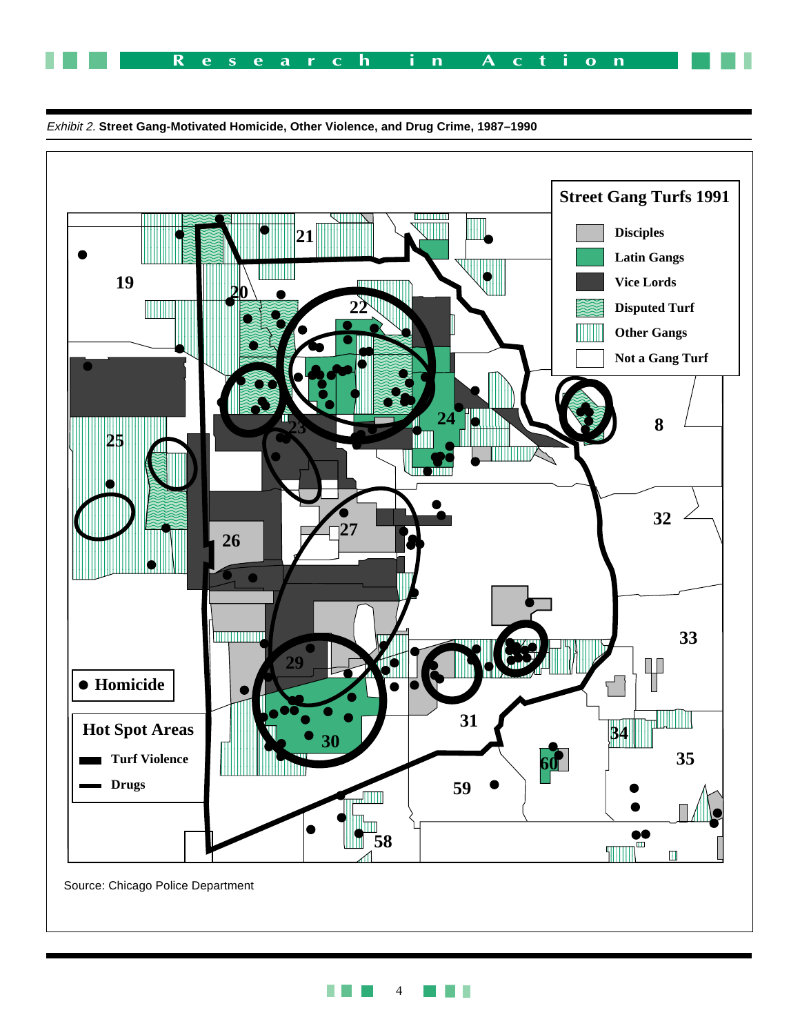*Exhibit 2.* **Street Gang-Motivated Homicide, Other Violence, and Drug Crime, 1987–1990**

**Street Gang Turfs 1991**

- Disciples
- Latin Gangs
- Vice Lords
- Disputed Turf
- Other Gangs
- Not a Gang Turf

● Homicide

**Hot Spot Areas**

- Turf Violence
- Drugs

19, 20, 21, 22, 23, 24, 25, 26, 27, 29, 30, 31, 8, 32, 33, 34, 35, 58, 59, 60

Source: Chicago Police Department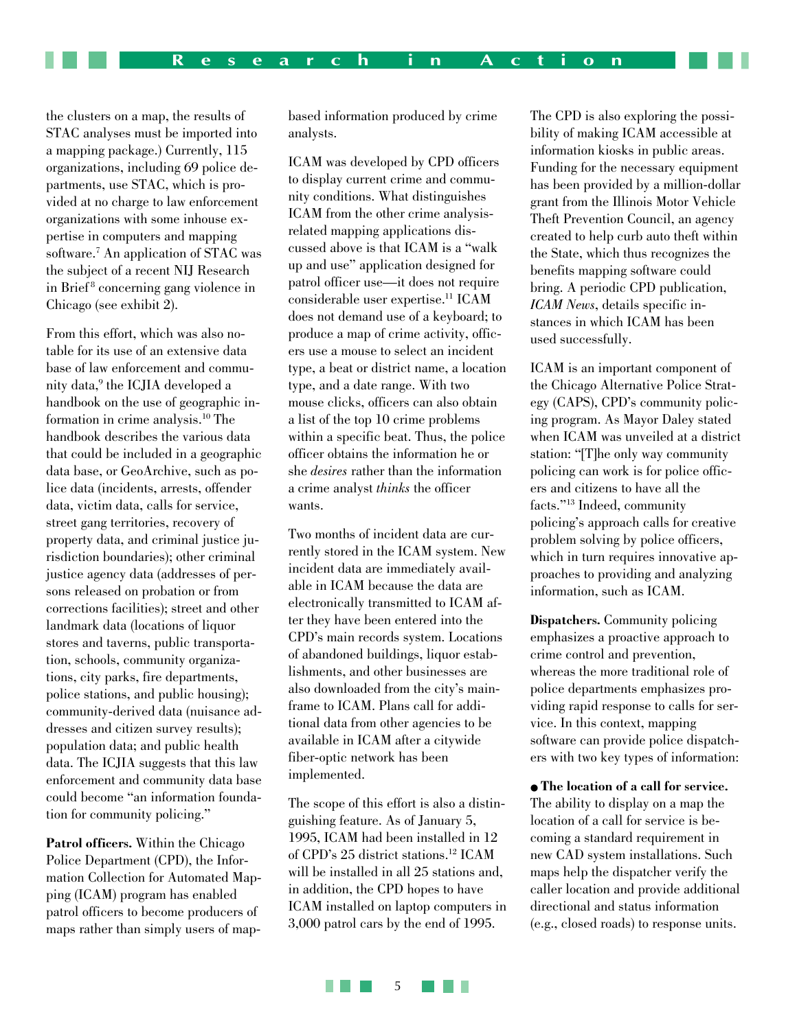the clusters on a map, the results of STAC analyses must be imported into a mapping package.) Currently, 115 organizations, including 69 police departments, use STAC, which is provided at no charge to law enforcement organizations with some inhouse expertise in computers and mapping software.[7] An application of STAC was the subject of a recent NIJ Research in Brief[8] concerning gang violence in Chicago (see exhibit 2).

From this effort, which was also notable for its use of an extensive data base of law enforcement and community data,[9] the ICJIA developed a handbook on the use of geographic information in crime analysis.[10] The handbook describes the various data that could be included in a geographic data base, or GeoArchive, such as police data (incidents, arrests, offender data, victim data, calls for service, street gang territories, recovery of property data, and criminal justice jurisdiction boundaries); other criminal justice agency data (addresses of persons released on probation or from corrections facilities); street and other landmark data (locations of liquor stores and taverns, public transportation, schools, community organizations, city parks, fire departments, police stations, and public housing); community-derived data (nuisance addresses and citizen survey results); population data; and public health data. The ICJIA suggests that this law enforcement and community data base could become "an information foundation for community policing."

**Patrol officers.** Within the Chicago Police Department (CPD), the Information Collection for Automated Mapping (ICAM) program has enabled patrol officers to become producers of maps rather than simply users of map-based information produced by crime analysts.

ICAM was developed by CPD officers to display current crime and community conditions. What distinguishes ICAM from the other crime analysis-related mapping applications discussed above is that ICAM is a "walk up and use" application designed for patrol officer use—it does not require considerable user expertise.[11] ICAM does not demand use of a keyboard; to produce a map of crime activity, officers use a mouse to select an incident type, a beat or district name, a location type, and a date range. With two mouse clicks, officers can also obtain a list of the top 10 crime problems within a specific beat. Thus, the police officer obtains the information he or she *desires* rather than the information a crime analyst *thinks* the officer wants.

Two months of incident data are currently stored in the ICAM system. New incident data are immediately available in ICAM because the data are electronically transmitted to ICAM after they have been entered into the CPD's main records system. Locations of abandoned buildings, liquor establishments, and other businesses are also downloaded from the city's mainframe to ICAM. Plans call for additional data from other agencies to be available in ICAM after a citywide fiber-optic network has been implemented.

The scope of this effort is also a distinguishing feature. As of January 5, 1995, ICAM had been installed in 12 of CPD's 25 district stations.[12] ICAM will be installed in all 25 stations and, in addition, the CPD hopes to have ICAM installed on laptop computers in 3,000 patrol cars by the end of 1995.

The CPD is also exploring the possibility of making ICAM accessible at information kiosks in public areas. Funding for the necessary equipment has been provided by a million-dollar grant from the Illinois Motor Vehicle Theft Prevention Council, an agency created to help curb auto theft within the State, which thus recognizes the benefits mapping software could bring. A periodic CPD publication, *ICAM News*, details specific instances in which ICAM has been used successfully.

ICAM is an important component of the Chicago Alternative Police Strategy (CAPS), CPD's community policing program. As Mayor Daley stated when ICAM was unveiled at a district station: "[T]he only way community policing can work is for police officers and citizens to have all the facts."[13] Indeed, community policing's approach calls for creative problem solving by police officers, which in turn requires innovative approaches to providing and analyzing information, such as ICAM.

**Dispatchers.** Community policing emphasizes a proactive approach to crime control and prevention, whereas the more traditional role of police departments emphasizes providing rapid response to calls for service. In this context, mapping software can provide police dispatchers with two key types of information:

- **The location of a call for service.** The ability to display on a map the location of a call for service is becoming a standard requirement in new CAD system installations. Such maps help the dispatcher verify the caller location and provide additional directional and status information (e.g., closed roads) to response units.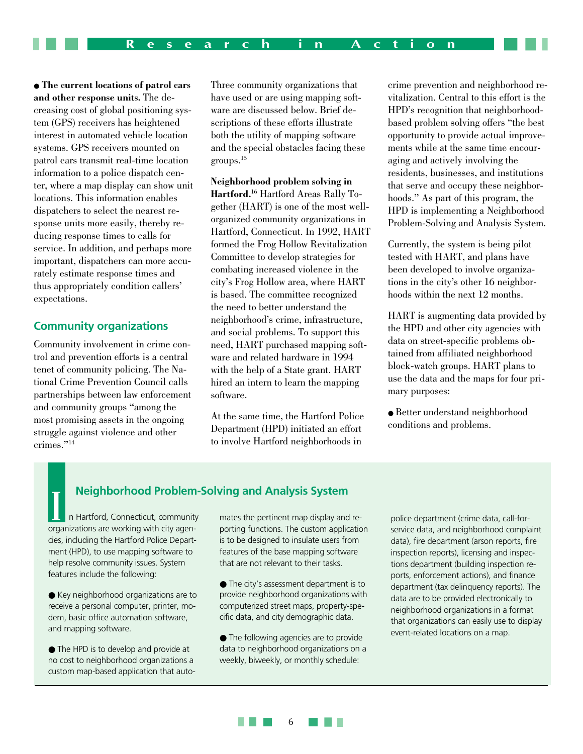- **The current locations of patrol cars and other response units.** The decreasing cost of global positioning system (GPS) receivers has heightened interest in automated vehicle location systems. GPS receivers mounted on patrol cars transmit real-time location information to a police dispatch center, where a map display can show unit locations. This information enables dispatchers to select the nearest response units more easily, thereby reducing response times to calls for service. In addition, and perhaps more important, dispatchers can more accurately estimate response times and thus appropriately condition callers' expectations.

## Community organizations

Community involvement in crime control and prevention efforts is a central tenet of community policing. The National Crime Prevention Council calls partnerships between law enforcement and community groups "among the most promising assets in the ongoing struggle against violence and other crimes."[14]

Three community organizations that have used or are using mapping software are discussed below. Brief descriptions of these efforts illustrate both the utility of mapping software and the special obstacles facing these groups.[15]

**Neighborhood problem solving in Hartford.**[16] Hartford Areas Rally Together (HART) is one of the most well-organized community organizations in Hartford, Connecticut. In 1992, HART formed the Frog Hollow Revitalization Committee to develop strategies for combating increased violence in the city's Frog Hollow area, where HART is based. The committee recognized the need to better understand the neighborhood's crime, infrastructure, and social problems. To support this need, HART purchased mapping software and related hardware in 1994 with the help of a State grant. HART hired an intern to learn the mapping software.

At the same time, the Hartford Police Department (HPD) initiated an effort to involve Hartford neighborhoods in crime prevention and neighborhood revitalization. Central to this effort is the HPD's recognition that neighborhood-based problem solving offers "the best opportunity to provide actual improvements while at the same time encouraging and actively involving the residents, businesses, and institutions that serve and occupy these neighborhoods." As part of this program, the HPD is implementing a Neighborhood Problem-Solving and Analysis System.

Currently, the system is being pilot tested with HART, and plans have been developed to involve organizations in the city's other 16 neighborhoods within the next 12 months.

HART is augmenting data provided by the HPD and other city agencies with data on street-specific problems obtained from affiliated neighborhood block-watch groups. HART plans to use the data and the maps for four primary purposes:

- Better understand neighborhood conditions and problems.

### Neighborhood Problem-Solving and Analysis System

In Hartford, Connecticut, community organizations are working with city agencies, including the Hartford Police Department (HPD), to use mapping software to help resolve community issues. System features include the following:

- Key neighborhood organizations are to receive a personal computer, printer, modem, basic office automation software, and mapping software.
- The HPD is to develop and provide at no cost to neighborhood organizations a custom map-based application that automates the pertinent map display and reporting functions. The custom application is to be designed to insulate users from features of the base mapping software that are not relevant to their tasks.
- The city's assessment department is to provide neighborhood organizations with computerized street maps, property-specific data, and city demographic data.
- The following agencies are to provide data to neighborhood organizations on a weekly, biweekly, or monthly schedule: police department (crime data, call-for-service data, and neighborhood complaint data), fire department (arson reports, fire inspection reports), licensing and inspections department (building inspection reports, enforcement actions), and finance department (tax delinquency reports). The data are to be provided electronically to neighborhood organizations in a format that organizations can easily use to display event-related locations on a map.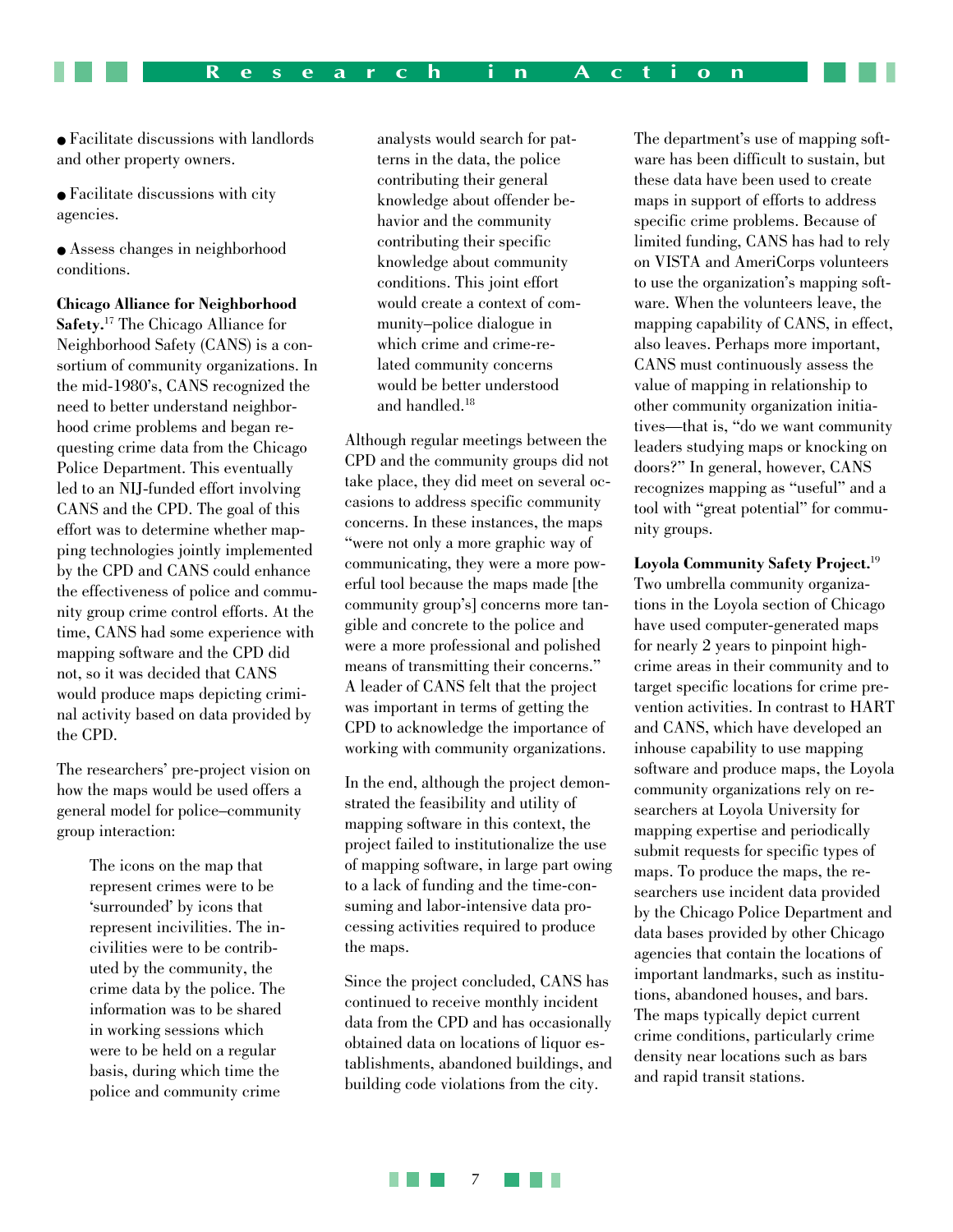- Facilitate discussions with landlords and other property owners.
- Facilitate discussions with city agencies.
- Assess changes in neighborhood conditions.

**Chicago Alliance for Neighborhood Safety.**[17] The Chicago Alliance for Neighborhood Safety (CANS) is a consortium of community organizations. In the mid-1980's, CANS recognized the need to better understand neighborhood crime problems and began requesting crime data from the Chicago Police Department. This eventually led to an NIJ-funded effort involving CANS and the CPD. The goal of this effort was to determine whether mapping technologies jointly implemented by the CPD and CANS could enhance the effectiveness of police and community group crime control efforts. At the time, CANS had some experience with mapping software and the CPD did not, so it was decided that CANS would produce maps depicting criminal activity based on data provided by the CPD.

The researchers' pre-project vision on how the maps would be used offers a general model for police–community group interaction:

> The icons on the map that represent crimes were to be 'surrounded' by icons that represent incivilities. The incivilities were to be contributed by the community, the crime data by the police. The information was to be shared in working sessions which were to be held on a regular basis, during which time the police and community crime analysts would search for patterns in the data, the police contributing their general knowledge about offender behavior and the community contributing their specific knowledge about community conditions. This joint effort would create a context of community–police dialogue in which crime and crime-related community concerns would be better understood and handled.[18]

Although regular meetings between the CPD and the community groups did not take place, they did meet on several occasions to address specific community concerns. In these instances, the maps "were not only a more graphic way of communicating, they were a more powerful tool because the maps made [the community group's] concerns more tangible and concrete to the police and were a more professional and polished means of transmitting their concerns." A leader of CANS felt that the project was important in terms of getting the CPD to acknowledge the importance of working with community organizations.

In the end, although the project demonstrated the feasibility and utility of mapping software in this context, the project failed to institutionalize the use of mapping software, in large part owing to a lack of funding and the time-consuming and labor-intensive data processing activities required to produce the maps.

Since the project concluded, CANS has continued to receive monthly incident data from the CPD and has occasionally obtained data on locations of liquor establishments, abandoned buildings, and building code violations from the city. The department's use of mapping software has been difficult to sustain, but these data have been used to create maps in support of efforts to address specific crime problems. Because of limited funding, CANS has had to rely on VISTA and AmeriCorps volunteers to use the organization's mapping software. When the volunteers leave, the mapping capability of CANS, in effect, also leaves. Perhaps more important, CANS must continuously assess the value of mapping in relationship to other community organization initiatives—that is, "do we want community leaders studying maps or knocking on doors?" In general, however, CANS recognizes mapping as "useful" and a tool with "great potential" for community groups.

**Loyola Community Safety Project.**[19] Two umbrella community organizations in the Loyola section of Chicago have used computer-generated maps for nearly 2 years to pinpoint high-crime areas in their community and to target specific locations for crime prevention activities. In contrast to HART and CANS, which have developed an inhouse capability to use mapping software and produce maps, the Loyola community organizations rely on researchers at Loyola University for mapping expertise and periodically submit requests for specific types of maps. To produce the maps, the researchers use incident data provided by the Chicago Police Department and data bases provided by other Chicago agencies that contain the locations of important landmarks, such as institutions, abandoned houses, and bars. The maps typically depict current crime conditions, particularly crime density near locations such as bars and rapid transit stations.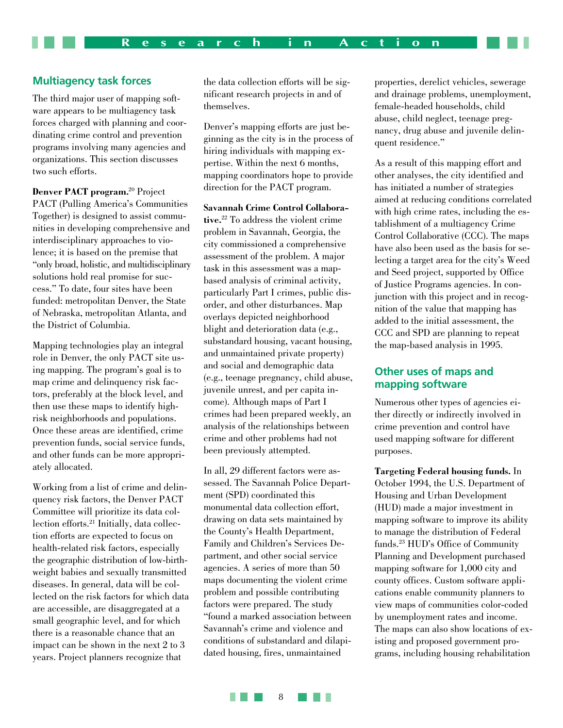## Multiagency task forces

The third major user of mapping software appears to be multiagency task forces charged with planning and coordinating crime control and prevention programs involving many agencies and organizations. This section discusses two such efforts.

**Denver PACT program.**[20] Project PACT (Pulling America's Communities Together) is designed to assist communities in developing comprehensive and interdisciplinary approaches to violence; it is based on the premise that "only broad, holistic, and multidisciplinary solutions hold real promise for success." To date, four sites have been funded: metropolitan Denver, the State of Nebraska, metropolitan Atlanta, and the District of Columbia.

Mapping technologies play an integral role in Denver, the only PACT site using mapping. The program's goal is to map crime and delinquency risk factors, preferably at the block level, and then use these maps to identify high-risk neighborhoods and populations. Once these areas are identified, crime prevention funds, social service funds, and other funds can be more appropriately allocated.

Working from a list of crime and delinquency risk factors, the Denver PACT Committee will prioritize its data collection efforts.[21] Initially, data collection efforts are expected to focus on health-related risk factors, especially the geographic distribution of low-birth-weight babies and sexually transmitted diseases. In general, data will be collected on the risk factors for which data are accessible, are disaggregated at a small geographic level, and for which there is a reasonable chance that an impact can be shown in the next 2 to 3 years. Project planners recognize that the data collection efforts will be significant research projects in and of themselves.

Denver's mapping efforts are just beginning as the city is in the process of hiring individuals with mapping expertise. Within the next 6 months, mapping coordinators hope to provide direction for the PACT program.

**Savannah Crime Control Collaborative.**[22] To address the violent crime problem in Savannah, Georgia, the city commissioned a comprehensive assessment of the problem. A major task in this assessment was a map-based analysis of criminal activity, particularly Part I crimes, public disorder, and other disturbances. Map overlays depicted neighborhood blight and deterioration data (e.g., substandard housing, vacant housing, and unmaintained private property) and social and demographic data (e.g., teenage pregnancy, child abuse, juvenile unrest, and per capita income). Although maps of Part I crimes had been prepared weekly, an analysis of the relationships between crime and other problems had not been previously attempted.

In all, 29 different factors were assessed. The Savannah Police Department (SPD) coordinated this monumental data collection effort, drawing on data sets maintained by the County's Health Department, Family and Children's Services Department, and other social service agencies. A series of more than 50 maps documenting the violent crime problem and possible contributing factors were prepared. The study "found a marked association between Savannah's crime and violence and conditions of substandard and dilapidated housing, fires, unmaintained properties, derelict vehicles, sewerage and drainage problems, unemployment, female-headed households, child abuse, child neglect, teenage pregnancy, drug abuse and juvenile delinquent residence."

As a result of this mapping effort and other analyses, the city identified and has initiated a number of strategies aimed at reducing conditions correlated with high crime rates, including the establishment of a multiagency Crime Control Collaborative (CCC). The maps have also been used as the basis for selecting a target area for the city's Weed and Seed project, supported by Office of Justice Programs agencies. In conjunction with this project and in recognition of the value that mapping has added to the initial assessment, the CCC and SPD are planning to repeat the map-based analysis in 1995.

## Other uses of maps and mapping software

Numerous other types of agencies either directly or indirectly involved in crime prevention and control have used mapping software for different purposes.

**Targeting Federal housing funds.** In October 1994, the U.S. Department of Housing and Urban Development (HUD) made a major investment in mapping software to improve its ability to manage the distribution of Federal funds.[23] HUD's Office of Community Planning and Development purchased mapping software for 1,000 city and county offices. Custom software applications enable community planners to view maps of communities color-coded by unemployment rates and income. The maps can also show locations of existing and proposed government programs, including housing rehabilitation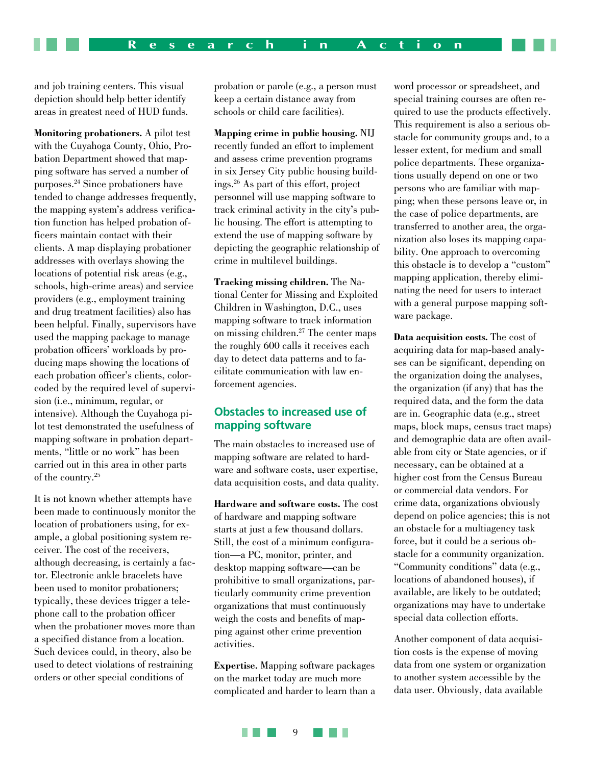and job training centers. This visual depiction should help better identify areas in greatest need of HUD funds.

**Monitoring probationers.** A pilot test with the Cuyahoga County, Ohio, Probation Department showed that mapping software has served a number of purposes.[24] Since probationers have tended to change addresses frequently, the mapping system's address verification function has helped probation officers maintain contact with their clients. A map displaying probationer addresses with overlays showing the locations of potential risk areas (e.g., schools, high-crime areas) and service providers (e.g., employment training and drug treatment facilities) also has been helpful. Finally, supervisors have used the mapping package to manage probation officers' workloads by producing maps showing the locations of each probation officer's clients, color-coded by the required level of supervision (i.e., minimum, regular, or intensive). Although the Cuyahoga pilot test demonstrated the usefulness of mapping software in probation departments, "little or no work" has been carried out in this area in other parts of the country.[25]

It is not known whether attempts have been made to continuously monitor the location of probationers using, for example, a global positioning system receiver. The cost of the receivers, although decreasing, is certainly a factor. Electronic ankle bracelets have been used to monitor probationers; typically, these devices trigger a telephone call to the probation officer when the probationer moves more than a specified distance from a location. Such devices could, in theory, also be used to detect violations of restraining orders or other special conditions of probation or parole (e.g., a person must keep a certain distance away from schools or child care facilities).

**Mapping crime in public housing.** NIJ recently funded an effort to implement and assess crime prevention programs in six Jersey City public housing buildings.[26] As part of this effort, project personnel will use mapping software to track criminal activity in the city's public housing. The effort is attempting to extend the use of mapping software by depicting the geographic relationship of crime in multilevel buildings.

**Tracking missing children.** The National Center for Missing and Exploited Children in Washington, D.C., uses mapping software to track information on missing children.[27] The center maps the roughly 600 calls it receives each day to detect data patterns and to facilitate communication with law enforcement agencies.

## Obstacles to increased use of mapping software

The main obstacles to increased use of mapping software are related to hardware and software costs, user expertise, data acquisition costs, and data quality.

**Hardware and software costs.** The cost of hardware and mapping software starts at just a few thousand dollars. Still, the cost of a minimum configuration—a PC, monitor, printer, and desktop mapping software—can be prohibitive to small organizations, particularly community crime prevention organizations that must continuously weigh the costs and benefits of mapping against other crime prevention activities.

**Expertise.** Mapping software packages on the market today are much more complicated and harder to learn than a word processor or spreadsheet, and special training courses are often required to use the products effectively. This requirement is also a serious obstacle for community groups and, to a lesser extent, for medium and small police departments. These organizations usually depend on one or two persons who are familiar with mapping; when these persons leave or, in the case of police departments, are transferred to another area, the organization also loses its mapping capability. One approach to overcoming this obstacle is to develop a "custom" mapping application, thereby eliminating the need for users to interact with a general purpose mapping software package.

**Data acquisition costs.** The cost of acquiring data for map-based analyses can be significant, depending on the organization doing the analyses, the organization (if any) that has the required data, and the form the data are in. Geographic data (e.g., street maps, block maps, census tract maps) and demographic data are often available from city or State agencies, or if necessary, can be obtained at a higher cost from the Census Bureau or commercial data vendors. For crime data, organizations obviously depend on police agencies; this is not an obstacle for a multiagency task force, but it could be a serious obstacle for a community organization. "Community conditions" data (e.g., locations of abandoned houses), if available, are likely to be outdated; organizations may have to undertake special data collection efforts.

Another component of data acquisition costs is the expense of moving data from one system or organization to another system accessible by the data user. Obviously, data available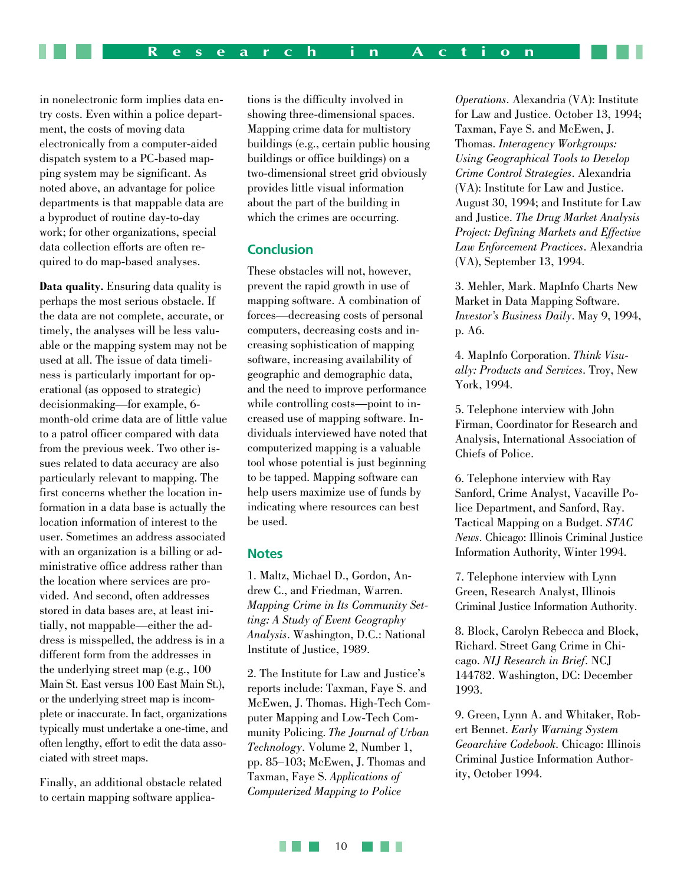in nonelectronic form implies data entry costs. Even within a police department, the costs of moving data electronically from a computer-aided dispatch system to a PC-based mapping system may be significant. As noted above, an advantage for police departments is that mappable data are a byproduct of routine day-to-day work; for other organizations, special data collection efforts are often required to do map-based analyses.

**Data quality.** Ensuring data quality is perhaps the most serious obstacle. If the data are not complete, accurate, or timely, the analyses will be less valuable or the mapping system may not be used at all. The issue of data timeliness is particularly important for operational (as opposed to strategic) decisionmaking—for example, 6-month-old crime data are of little value to a patrol officer compared with data from the previous week. Two other issues related to data accuracy are also particularly relevant to mapping. The first concerns whether the location information in a data base is actually the location information of interest to the user. Sometimes an address associated with an organization is a billing or administrative office address rather than the location where services are provided. And second, often addresses stored in data bases are, at least initially, not mappable—either the address is misspelled, the address is in a different form from the addresses in the underlying street map (e.g., 100 Main St. East versus 100 East Main St.), or the underlying street map is incomplete or inaccurate. In fact, organizations typically must undertake a one-time, and often lengthy, effort to edit the data associated with street maps.

Finally, an additional obstacle related to certain mapping software applications is the difficulty involved in showing three-dimensional spaces. Mapping crime data for multistory buildings (e.g., certain public housing buildings or office buildings) on a two-dimensional street grid obviously provides little visual information about the part of the building in which the crimes are occurring.

## Conclusion

These obstacles will not, however, prevent the rapid growth in use of mapping software. A combination of forces—decreasing costs of personal computers, decreasing costs and increasing sophistication of mapping software, increasing availability of geographic and demographic data, and the need to improve performance while controlling costs—point to increased use of mapping software. Individuals interviewed have noted that computerized mapping is a valuable tool whose potential is just beginning to be tapped. Mapping software can help users maximize use of funds by indicating where resources can best be used.

## Notes

1. Maltz, Michael D., Gordon, Andrew C., and Friedman, Warren. *Mapping Crime in Its Community Setting: A Study of Event Geography Analysis*. Washington, D.C.: National Institute of Justice, 1989.

2. The Institute for Law and Justice's reports include: Taxman, Faye S. and McEwen, J. Thomas. High-Tech Computer Mapping and Low-Tech Community Policing. *The Journal of Urban Technology*. Volume 2, Number 1, pp. 85–103; McEwen, J. Thomas and Taxman, Faye S. *Applications of Computerized Mapping to Police Operations*. Alexandria (VA): Institute for Law and Justice. October 13, 1994; Taxman, Faye S. and McEwen, J. Thomas. *Interagency Workgroups: Using Geographical Tools to Develop Crime Control Strategies*. Alexandria (VA): Institute for Law and Justice. August 30, 1994; and Institute for Law and Justice. *The Drug Market Analysis Project: Defining Markets and Effective Law Enforcement Practices*. Alexandria (VA), September 13, 1994.

3. Mehler, Mark. MapInfo Charts New Market in Data Mapping Software. *Investor's Business Daily*. May 9, 1994, p. A6.

4. MapInfo Corporation. *Think Visually: Products and Services*. Troy, New York, 1994.

5. Telephone interview with John Firman, Coordinator for Research and Analysis, International Association of Chiefs of Police.

6. Telephone interview with Ray Sanford, Crime Analyst, Vacaville Police Department, and Sanford, Ray. Tactical Mapping on a Budget. *STAC News*. Chicago: Illinois Criminal Justice Information Authority, Winter 1994.

7. Telephone interview with Lynn Green, Research Analyst, Illinois Criminal Justice Information Authority.

8. Block, Carolyn Rebecca and Block, Richard. Street Gang Crime in Chicago. *NIJ Research in Brief*. NCJ 144782. Washington, DC: December 1993.

9. Green, Lynn A. and Whitaker, Robert Bennet. *Early Warning System Geoarchive Codebook*. Chicago: Illinois Criminal Justice Information Authority, October 1994.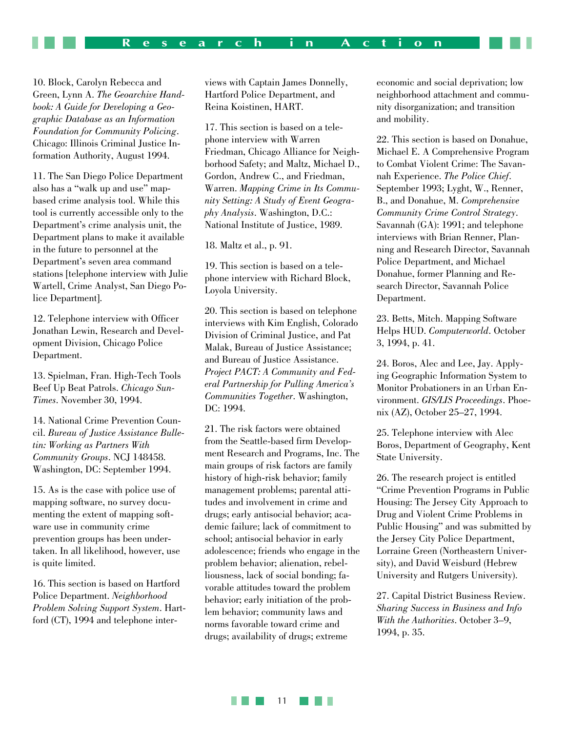10. Block, Carolyn Rebecca and Green, Lynn A. *The Geoarchive Handbook: A Guide for Developing a Geographic Database as an Information Foundation for Community Policing*. Chicago: Illinois Criminal Justice Information Authority, August 1994.

11. The San Diego Police Department also has a "walk up and use" map-based crime analysis tool. While this tool is currently accessible only to the Department's crime analysis unit, the Department plans to make it available in the future to personnel at the Department's seven area command stations [telephone interview with Julie Wartell, Crime Analyst, San Diego Police Department].

12. Telephone interview with Officer Jonathan Lewin, Research and Development Division, Chicago Police Department.

13. Spielman, Fran. High-Tech Tools Beef Up Beat Patrols. *Chicago Sun-Times*. November 30, 1994.

14. National Crime Prevention Council. *Bureau of Justice Assistance Bulletin: Working as Partners With Community Groups*. NCJ 148458. Washington, DC: September 1994.

15. As is the case with police use of mapping software, no survey documenting the extent of mapping software use in community crime prevention groups has been undertaken. In all likelihood, however, use is quite limited.

16. This section is based on Hartford Police Department. *Neighborhood Problem Solving Support System*. Hartford (CT), 1994 and telephone interviews with Captain James Donnelly, Hartford Police Department, and Reina Koistinen, HART.

17. This section is based on a telephone interview with Warren Friedman, Chicago Alliance for Neighborhood Safety; and Maltz, Michael D., Gordon, Andrew C., and Friedman, Warren. *Mapping Crime in Its Community Setting: A Study of Event Geography Analysis*. Washington, D.C.: National Institute of Justice, 1989.

18. Maltz et al., p. 91.

19. This section is based on a telephone interview with Richard Block, Loyola University.

20. This section is based on telephone interviews with Kim English, Colorado Division of Criminal Justice, and Pat Malak, Bureau of Justice Assistance; and Bureau of Justice Assistance. *Project PACT: A Community and Federal Partnership for Pulling America's Communities Together*. Washington, DC: 1994.

21. The risk factors were obtained from the Seattle-based firm Development Research and Programs, Inc. The main groups of risk factors are family history of high-risk behavior; family management problems; parental attitudes and involvement in crime and drugs; early antisocial behavior; academic failure; lack of commitment to school; antisocial behavior in early adolescence; friends who engage in the problem behavior; alienation, rebelliousness, lack of social bonding; favorable attitudes toward the problem behavior; early initiation of the problem behavior; community laws and norms favorable toward crime and drugs; availability of drugs; extreme economic and social deprivation; low neighborhood attachment and community disorganization; and transition and mobility.

22. This section is based on Donahue, Michael E. A Comprehensive Program to Combat Violent Crime: The Savannah Experience. *The Police Chief*. September 1993; Lyght, W., Renner, B., and Donahue, M. *Comprehensive Community Crime Control Strategy*. Savannah (GA): 1991; and telephone interviews with Brian Renner, Planning and Research Director, Savannah Police Department, and Michael Donahue, former Planning and Research Director, Savannah Police Department.

23. Betts, Mitch. Mapping Software Helps HUD. *Computerworld*. October 3, 1994, p. 41.

24. Boros, Alec and Lee, Jay. Applying Geographic Information System to Monitor Probationers in an Urban Environment. *GIS/LIS Proceedings*. Phoenix (AZ), October 25–27, 1994.

25. Telephone interview with Alec Boros, Department of Geography, Kent State University.

26. The research project is entitled "Crime Prevention Programs in Public Housing: The Jersey City Approach to Drug and Violent Crime Problems in Public Housing" and was submitted by the Jersey City Police Department, Lorraine Green (Northeastern University), and David Weisburd (Hebrew University and Rutgers University).

27. Capital District Business Review. *Sharing Success in Business and Info With the Authorities*. October 3–9, 1994, p. 35.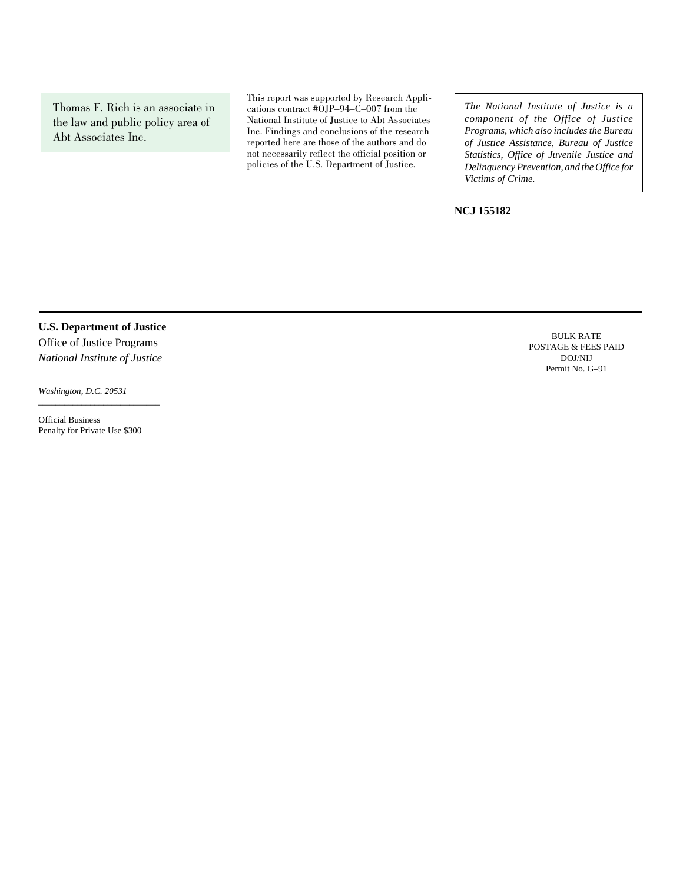Thomas F. Rich is an associate in the law and public policy area of Abt Associates Inc.

This report was supported by Research Applications contract #OJP–94–C–007 from the National Institute of Justice to Abt Associates Inc. Findings and conclusions of the research reported here are those of the authors and do not necessarily reflect the official position or policies of the U.S. Department of Justice.

*The National Institute of Justice is a component of the Office of Justice Programs, which also includes the Bureau of Justice Assistance, Bureau of Justice Statistics, Office of Juvenile Justice and Delinquency Prevention, and the Office for Victims of Crime.*

**NCJ 155182**

---

**U.S. Department of Justice**
Office of Justice Programs
*National Institute of Justice*

*Washington, D.C. 20531*

Official Business
Penalty for Private Use $300

BULK RATE
POSTAGE & FEES PAID
DOJ/NIJ
Permit No. G–91